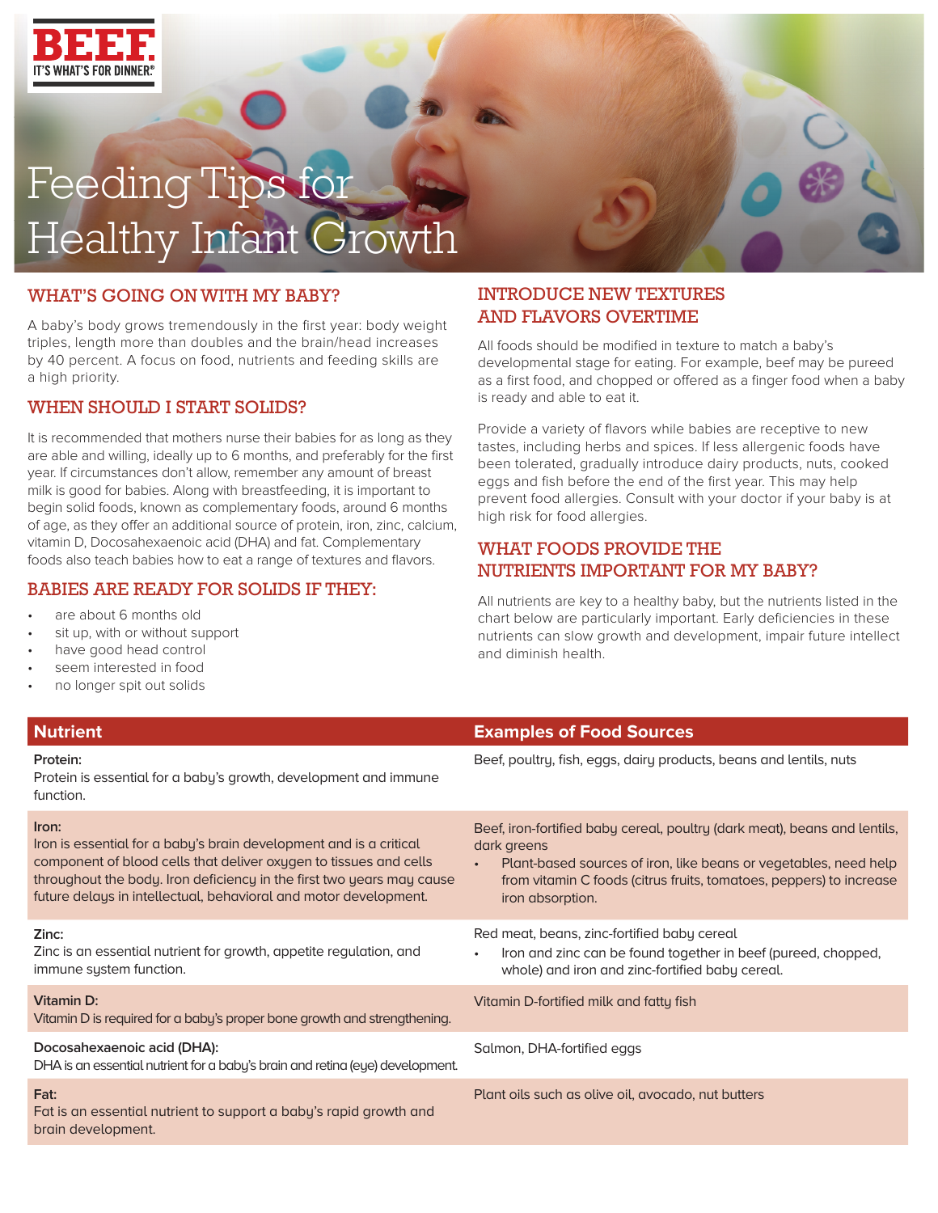BEEF. IT'S WHAT'S FOR DINNER.®

# Feeding Tips for Healthy Infant Growth

## WHAT'S GOING ON WITH MY BABY?

A baby's body grows tremendously in the first year: body weight triples, length more than doubles and the brain/head increases by 40 percent. A focus on food, nutrients and feeding skills are a high priority.

## WHEN SHOULD I START SOLIDS?

It is recommended that mothers nurse their babies for as long as they are able and willing, ideally up to 6 months, and preferably for the first year. If circumstances don't allow, remember any amount of breast milk is good for babies. Along with breastfeeding, it is important to begin solid foods, known as complementary foods, around 6 months of age, as they offer an additional source of protein, iron, zinc, calcium, vitamin D, Docosahexaenoic acid (DHA) and fat. Complementary foods also teach babies how to eat a range of textures and flavors.

## BABIES ARE READY FOR SOLIDS IF THEY:

- are about 6 months old
- sit up, with or without support
- have good head control
- seem interested in food
- no longer spit out solids

## INTRODUCE NEW TEXTURES AND FLAVORS OVERTIME

All foods should be modified in texture to match a baby's developmental stage for eating. For example, beef may be pureed as a first food, and chopped or offered as a finger food when a baby is ready and able to eat it.

Provide a variety of flavors while babies are receptive to new tastes, including herbs and spices. If less allergenic foods have been tolerated, gradually introduce dairy products, nuts, cooked eggs and fish before the end of the first year. This may help prevent food allergies. Consult with your doctor if your baby is at high risk for food allergies.

## WHAT FOODS PROVIDE THE NUTRIENTS IMPORTANT FOR MY BABY?

All nutrients are key to a healthy baby, but the nutrients listed in the chart below are particularly important. Early deficiencies in these nutrients can slow growth and development, impair future intellect and diminish health.

| Nutrient | Examples of Food Sources |
| --- | --- |
| **Protein:** Protein is essential for a baby's growth, development and immune function. | Beef, poultry, fish, eggs, dairy products, beans and lentils, nuts |
| **Iron:** Iron is essential for a baby's brain development and is a critical component of blood cells that deliver oxygen to tissues and cells throughout the body. Iron deficiency in the first two years may cause future delays in intellectual, behavioral and motor development. | Beef, iron-fortified baby cereal, poultry (dark meat), beans and lentils, dark greens<br>• Plant-based sources of iron, like beans or vegetables, need help from vitamin C foods (citrus fruits, tomatoes, peppers) to increase iron absorption. |
| **Zinc:** Zinc is an essential nutrient for growth, appetite regulation, and immune system function. | Red meat, beans, zinc-fortified baby cereal<br>• Iron and zinc can be found together in beef (pureed, chopped, whole) and iron and zinc-fortified baby cereal. |
| **Vitamin D:** Vitamin D is required for a baby's proper bone growth and strengthening. | Vitamin D-fortified milk and fatty fish |
| **Docosahexaenoic acid (DHA):** DHA is an essential nutrient for a baby's brain and retina (eye) development. | Salmon, DHA-fortified eggs |
| **Fat:** Fat is an essential nutrient to support a baby's rapid growth and brain development. | Plant oils such as olive oil, avocado, nut butters |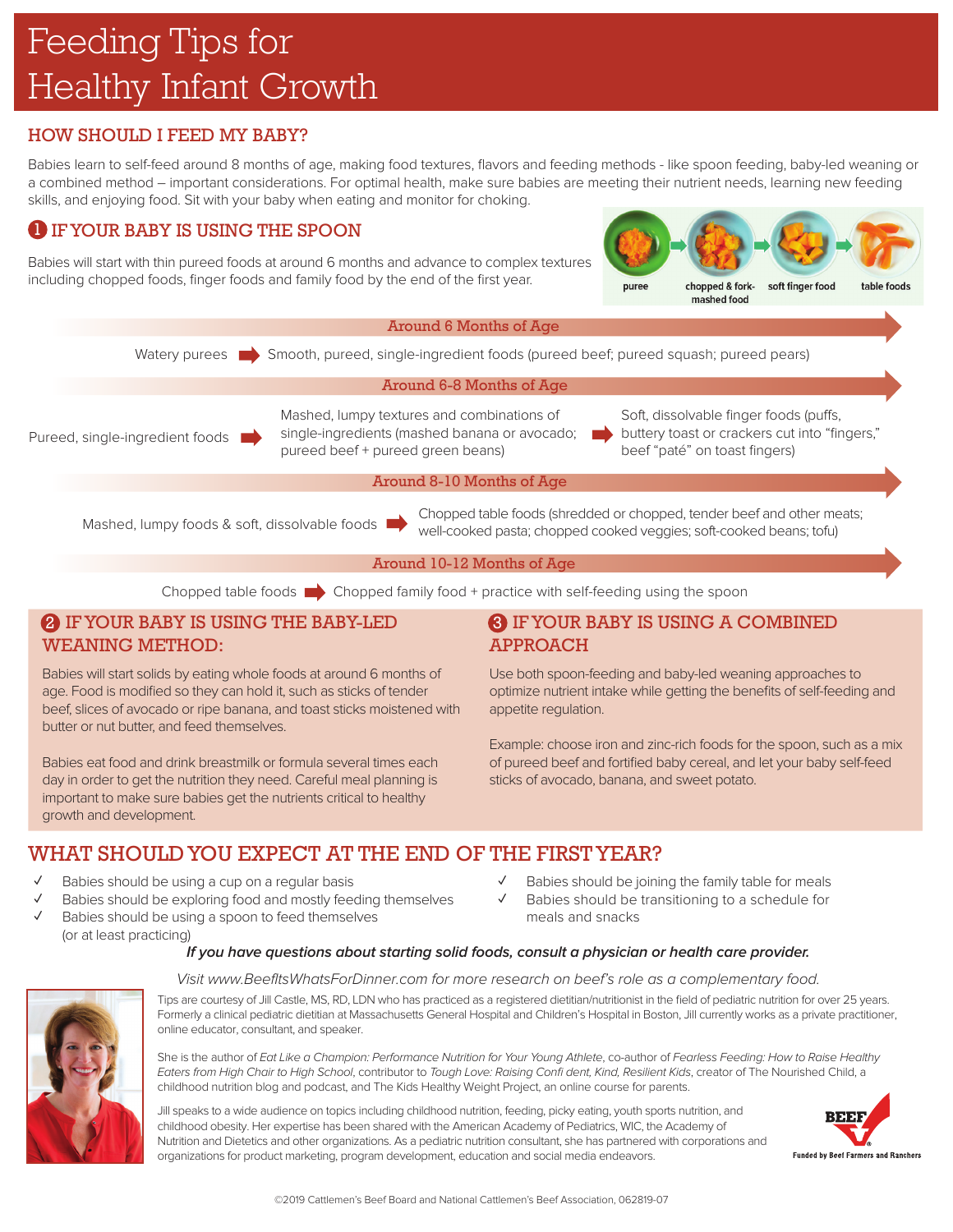# Feeding Tips for Healthy Infant Growth

## HOW SHOULD I FEED MY BABY?

Babies learn to self-feed around 8 months of age, making food textures, flavors and feeding methods - like spoon feeding, baby-led weaning or a combined method – important considerations. For optimal health, make sure babies are meeting their nutrient needs, learning new feeding skills, and enjoying food. Sit with your baby when eating and monitor for choking.

## 1 IF YOUR BABY IS USING THE SPOON

Babies will start with thin pureed foods at around 6 months and advance to complex textures including chopped foods, finger foods and family food by the end of the first year.

puree → chopped & fork-mashed food → soft finger food → table foods

**Around 6 Months of Age**

Watery purees → Smooth, pureed, single-ingredient foods (pureed beef; pureed squash; pureed pears)

**Around 6-8 Months of Age**

Pureed, single-ingredient foods → Mashed, lumpy textures and combinations of single-ingredients (mashed banana or avocado; pureed beef + pureed green beans) → Soft, dissolvable finger foods (puffs, buttery toast or crackers cut into "fingers," beef "paté" on toast fingers)

**Around 8-10 Months of Age**

Mashed, lumpy foods & soft, dissolvable foods → Chopped table foods (shredded or chopped, tender beef and other meats; well-cooked pasta; chopped cooked veggies; soft-cooked beans; tofu)

**Around 10-12 Months of Age**

Chopped table foods → Chopped family food + practice with self-feeding using the spoon

## 2 IF YOUR BABY IS USING THE BABY-LED WEANING METHOD:

Babies will start solids by eating whole foods at around 6 months of age. Food is modified so they can hold it, such as sticks of tender beef, slices of avocado or ripe banana, and toast sticks moistened with butter or nut butter, and feed themselves.

Babies eat food and drink breastmilk or formula several times each day in order to get the nutrition they need. Careful meal planning is important to make sure babies get the nutrients critical to healthy growth and development.

## 3 IF YOUR BABY IS USING A COMBINED APPROACH

Use both spoon-feeding and baby-led weaning approaches to optimize nutrient intake while getting the benefits of self-feeding and appetite regulation.

Example: choose iron and zinc-rich foods for the spoon, such as a mix of pureed beef and fortified baby cereal, and let your baby self-feed sticks of avocado, banana, and sweet potato.

## WHAT SHOULD YOU EXPECT AT THE END OF THE FIRST YEAR?

- ✓ Babies should be using a cup on a regular basis
- ✓ Babies should be exploring food and mostly feeding themselves
- ✓ Babies should be using a spoon to feed themselves (or at least practicing)
- ✓ Babies should be joining the family table for meals
- ✓ Babies should be transitioning to a schedule for meals and snacks

***If you have questions about starting solid foods, consult a physician or health care provider.***

*Visit www.BeefItsWhatsForDinner.com for more research on beef's role as a complementary food.*

Tips are courtesy of Jill Castle, MS, RD, LDN who has practiced as a registered dietitian/nutritionist in the field of pediatric nutrition for over 25 years. Formerly a clinical pediatric dietitian at Massachusetts General Hospital and Children's Hospital in Boston, Jill currently works as a private practitioner, online educator, consultant, and speaker.

She is the author of *Eat Like a Champion: Performance Nutrition for Your Young Athlete*, co-author of *Fearless Feeding: How to Raise Healthy Eaters from High Chair to High School*, contributor to *Tough Love: Raising Confident, Kind, Resilient Kids*, creator of The Nourished Child, a childhood nutrition blog and podcast, and The Kids Healthy Weight Project, an online course for parents.

Jill speaks to a wide audience on topics including childhood nutrition, feeding, picky eating, youth sports nutrition, and childhood obesity. Her expertise has been shared with the American Academy of Pediatrics, WIC, the Academy of Nutrition and Dietetics and other organizations. As a pediatric nutrition consultant, she has partnered with corporations and organizations for product marketing, program development, education and social media endeavors.

BEEF
Funded by Beef Farmers and Ranchers

©2019 Cattlemen's Beef Board and National Cattlemen's Beef Association, 062819-07